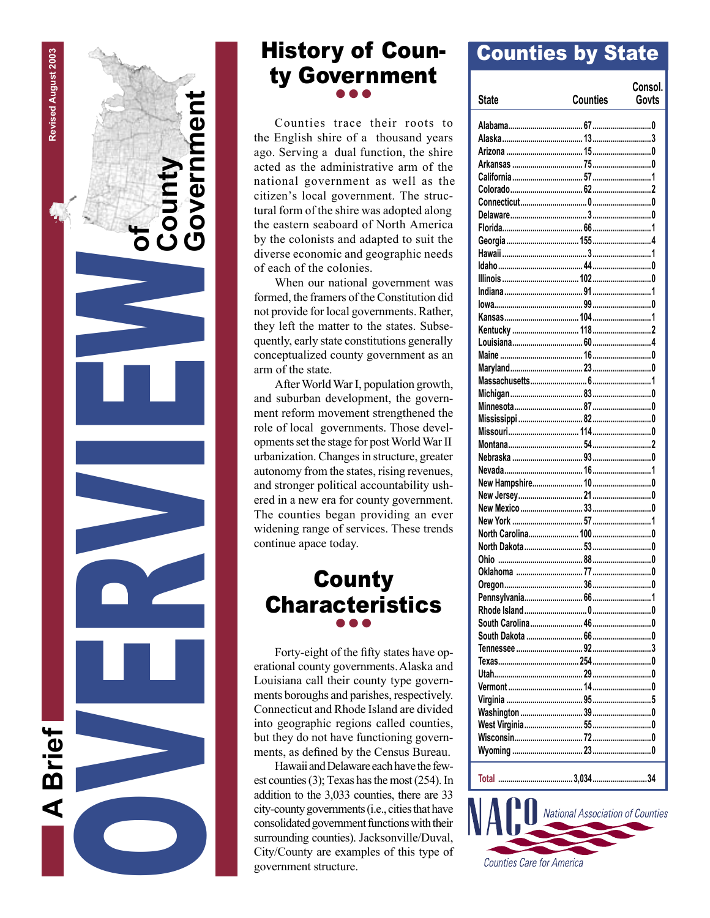Revised August 2003

# A Brief OVERVIEW of County Government

## History of County Government

Counties trace their roots to the English shire of a thousand years ago. Serving a dual function, the shire acted as the administrative arm of the national government as well as the citizen's local government. The structural form of the shire was adopted along the eastern seaboard of North America by the colonists and adapted to suit the diverse economic and geographic needs of each of the colonies.

When our national government was formed, the framers of the Constitution did not provide for local governments. Rather, they left the matter to the states. Subsequently, early state constitutions generally conceptualized county government as an arm of the state.

After World War I, population growth, and suburban development, the government reform movement strengthened the role of local governments. Those developments set the stage for post World War II urbanization. Changes in structure, greater autonomy from the states, rising revenues, and stronger political accountability ushered in a new era for county government. The counties began providing an ever widening range of services. These trends continue apace today.

## County Characteristics

Forty-eight of the fifty states have operational county governments. Alaska and Louisiana call their county type governments boroughs and parishes, respectively. Connecticut and Rhode Island are divided into geographic regions called counties, but they do not have functioning governments, as defined by the Census Bureau.

Hawaii and Delaware each have the fewest counties (3); Texas has the most (254). In addition to the 3,033 counties, there are 33 city-county governments (i.e., cities that have consolidated government functions with their surrounding counties). Jacksonville/Duval, City/County are examples of this type of government structure.

## Counties by State

| State | Counties | Consol. Govts |
|---|---|---|
| Alabama | 67 | 0 |
| Alaska | 13 | 3 |
| Arizona | 15 | 0 |
| Arkansas | 75 | 0 |
| California | 57 | 1 |
| Colorado | 62 | 2 |
| Connecticut | 0 | 0 |
| Delaware | 3 | 0 |
| Florida | 66 | 1 |
| Georgia | 155 | 4 |
| Hawaii | 3 | 1 |
| Idaho | 44 | 0 |
| Illinois | 102 | 0 |
| Indiana | 91 | 1 |
| Iowa | 99 | 0 |
| Kansas | 104 | 1 |
| Kentucky | 118 | 2 |
| Louisiana | 60 | 4 |
| Maine | 16 | 0 |
| Maryland | 23 | 0 |
| Massachusetts | 6 | 1 |
| Michigan | 83 | 0 |
| Minnesota | 87 | 0 |
| Mississippi | 82 | 0 |
| Missouri | 114 | 0 |
| Montana | 54 | 2 |
| Nebraska | 93 | 0 |
| Nevada | 16 | 1 |
| New Hampshire | 10 | 0 |
| New Jersey | 21 | 0 |
| New Mexico | 33 | 0 |
| New York | 57 | 1 |
| North Carolina | 100 | 0 |
| North Dakota | 53 | 0 |
| Ohio | 88 | 0 |
| Oklahoma | 77 | 0 |
| Oregon | 36 | 0 |
| Pennsylvania | 66 | 1 |
| Rhode Island | 0 | 0 |
| South Carolina | 46 | 0 |
| South Dakota | 66 | 0 |
| Tennessee | 92 | 3 |
| Texas | 254 | 0 |
| Utah | 29 | 0 |
| Vermont | 14 | 0 |
| Virginia | 95 | 5 |
| Washington | 39 | 0 |
| West Virginia | 55 | 0 |
| Wisconsin | 72 | 0 |
| Wyoming | 23 | 0 |
| **Total** | **3,034** | **34** |

NACO National Association of Counties

Counties Care for America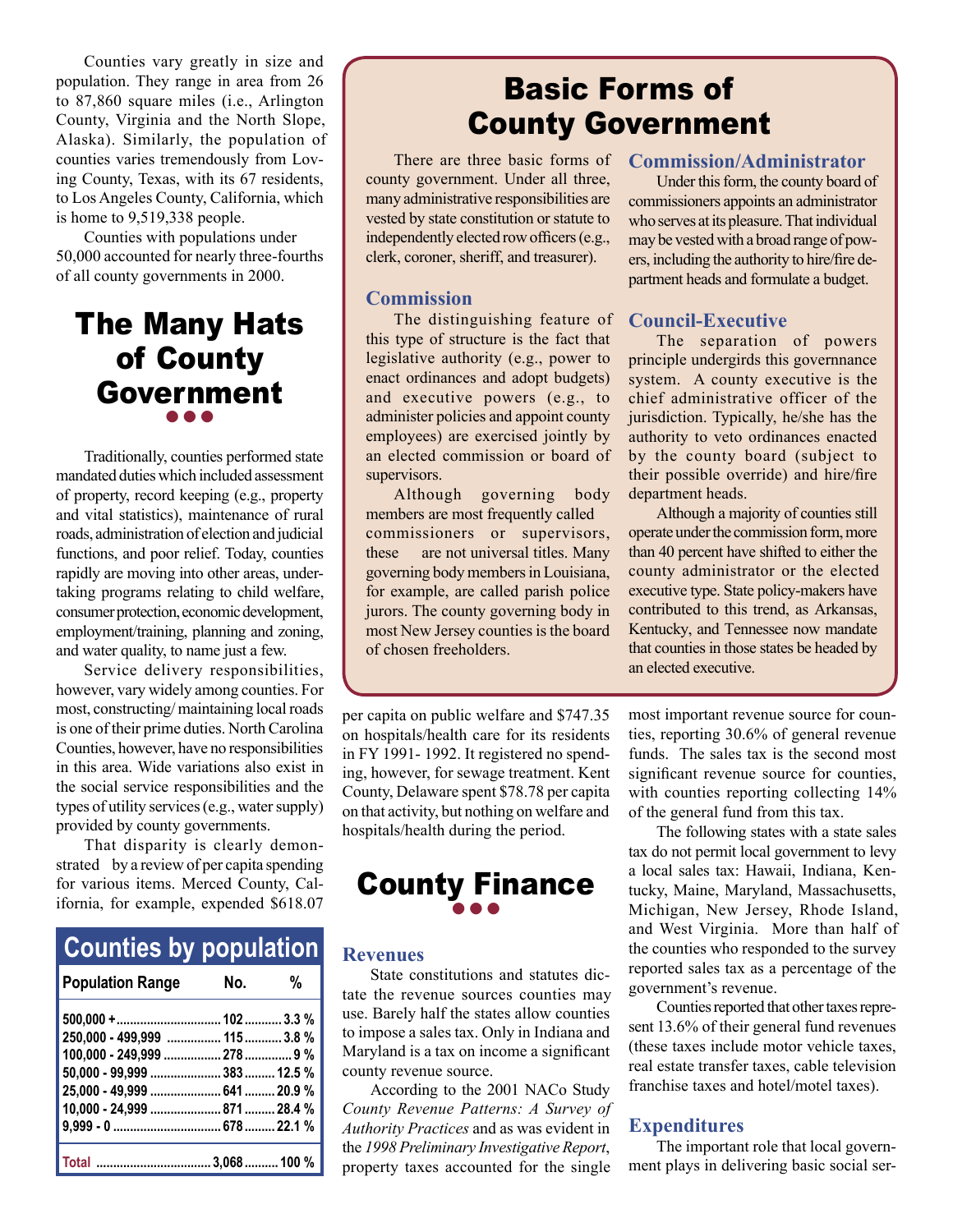Counties vary greatly in size and population. They range in area from 26 to 87,860 square miles (i.e., Arlington County, Virginia and the North Slope, Alaska). Similarly, the population of counties varies tremendously from Loving County, Texas, with its 67 residents, to Los Angeles County, California, which is home to 9,519,338 people.

Counties with populations under 50,000 accounted for nearly three-fourths of all county governments in 2000.

# The Many Hats of County Government

Traditionally, counties performed state mandated duties which included assessment of property, record keeping (e.g., property and vital statistics), maintenance of rural roads, administration of election and judicial functions, and poor relief. Today, counties rapidly are moving into other areas, undertaking programs relating to child welfare, consumer protection, economic development, employment/training, planning and zoning, and water quality, to name just a few.

Service delivery responsibilities, however, vary widely among counties. For most, constructing/ maintaining local roads is one of their prime duties. North Carolina Counties, however, have no responsibilities in this area. Wide variations also exist in the social service responsibilities and the types of utility services (e.g., water supply) provided by county governments.

That disparity is clearly demonstrated by a review of per capita spending for various items. Merced County, California, for example, expended $618.07 per capita on public welfare and $747.35 on hospitals/health care for its residents in FY 1991- 1992. It registered no spending, however, for sewage treatment. Kent County, Delaware spent $78.78 per capita on that activity, but nothing on welfare and hospitals/health during the period.

## Counties by population

| Population Range | No. | % |
|---|---|---|
| 500,000 + | 102 | 3.3 % |
| 250,000 - 499,999 | 115 | 3.8 % |
| 100,000 - 249,999 | 278 | 9 % |
| 50,000 - 99,999 | 383 | 12.5 % |
| 25,000 - 49,999 | 641 | 20.9 % |
| 10,000 - 24,999 | 871 | 28.4 % |
| 9,999 - 0 | 678 | 22.1 % |
| Total | 3,068 | 100 % |

# Basic Forms of County Government

There are three basic forms of county government. Under all three, many administrative responsibilities are vested by state constitution or statute to independently elected row officers (e.g., clerk, coroner, sheriff, and treasurer).

### Commission

The distinguishing feature of this type of structure is the fact that legislative authority (e.g., power to enact ordinances and adopt budgets) and executive powers (e.g., to administer policies and appoint county employees) are exercised jointly by an elected commission or board of supervisors.

Although governing body members are most frequently called commissioners or supervisors, these are not universal titles. Many governing body members in Louisiana, for example, are called parish police jurors. The county governing body in most New Jersey counties is the board of chosen freeholders.

### Commission/Administrator

Under this form, the county board of commissioners appoints an administrator who serves at its pleasure. That individual may be vested with a broad range of powers, including the authority to hire/fire department heads and formulate a budget.

### Council-Executive

The separation of powers principle undergirds this governnance system. A county executive is the chief administrative officer of the jurisdiction. Typically, he/she has the authority to veto ordinances enacted by the county board (subject to their possible override) and hire/fire department heads.

Although a majority of counties still operate under the commission form, more than 40 percent have shifted to either the county administrator or the elected executive type. State policy-makers have contributed to this trend, as Arkansas, Kentucky, and Tennessee now mandate that counties in those states be headed by an elected executive.

# County Finance

### Revenues

State constitutions and statutes dictate the revenue sources counties may use. Barely half the states allow counties to impose a sales tax. Only in Indiana and Maryland is a tax on income a significant county revenue source.

According to the 2001 NACo Study *County Revenue Patterns: A Survey of Authority Practices* and as was evident in the *1998 Preliminary Investigative Report*, property taxes accounted for the single most important revenue source for counties, reporting 30.6% of general revenue funds. The sales tax is the second most significant revenue source for counties, with counties reporting collecting 14% of the general fund from this tax.

The following states with a state sales tax do not permit local government to levy a local sales tax: Hawaii, Indiana, Kentucky, Maine, Maryland, Massachusetts, Michigan, New Jersey, Rhode Island, and West Virginia. More than half of the counties who responded to the survey reported sales tax as a percentage of the government's revenue.

Counties reported that other taxes represent 13.6% of their general fund revenues (these taxes include motor vehicle taxes, real estate transfer taxes, cable television franchise taxes and hotel/motel taxes).

### Expenditures

The important role that local government plays in delivering basic social ser-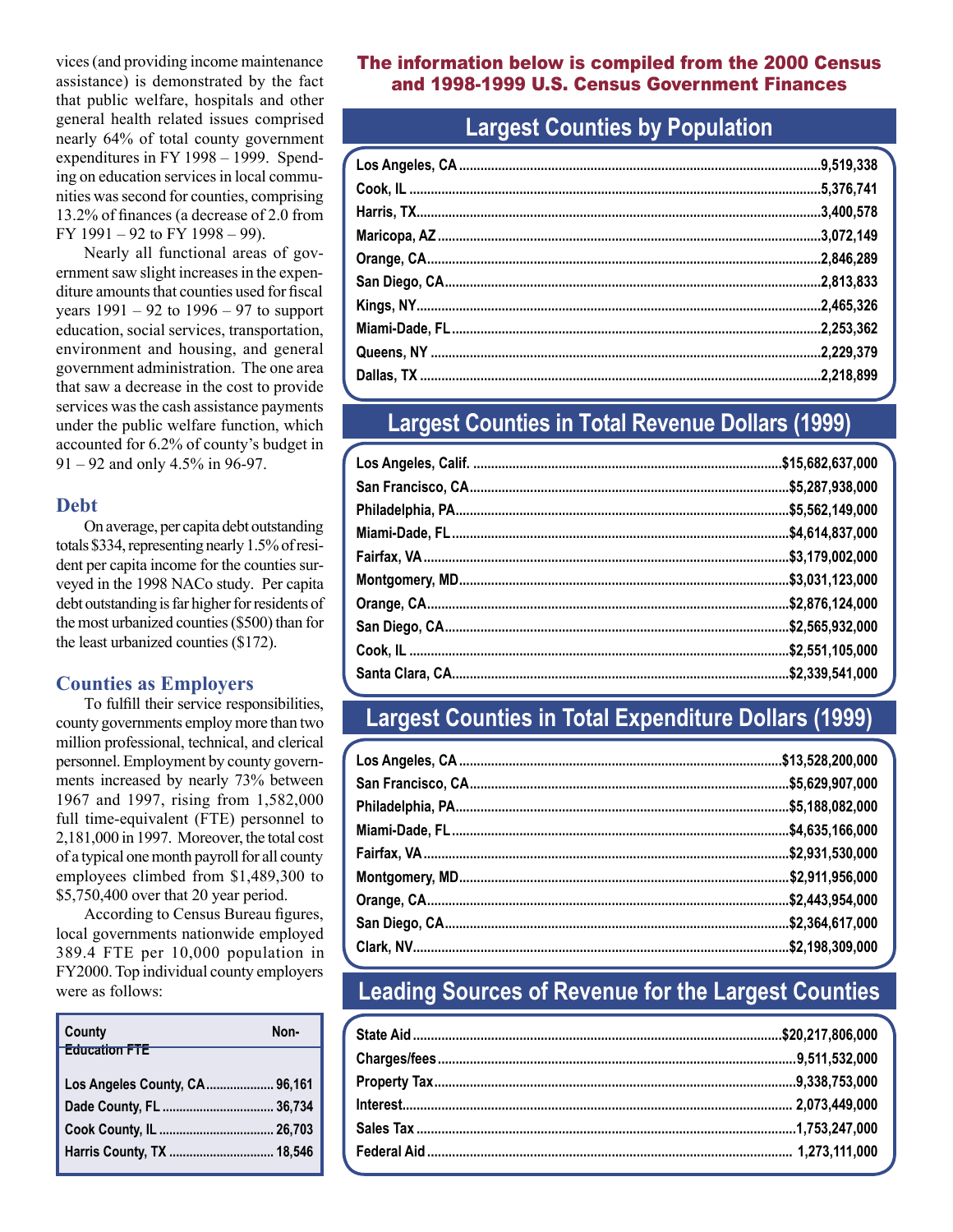vices (and providing income maintenance assistance) is demonstrated by the fact that public welfare, hospitals and other general health related issues comprised nearly 64% of total county government expenditures in FY 1998 – 1999. Spending on education services in local communities was second for counties, comprising 13.2% of finances (a decrease of 2.0 from FY 1991 – 92 to FY 1998 – 99).

Nearly all functional areas of government saw slight increases in the expenditure amounts that counties used for fiscal years 1991 – 92 to 1996 – 97 to support education, social services, transportation, environment and housing, and general government administration. The one area that saw a decrease in the cost to provide services was the cash assistance payments under the public welfare function, which accounted for 6.2% of county's budget in 91 – 92 and only 4.5% in 96-97.

## Debt

On average, per capita debt outstanding totals $334, representing nearly 1.5% of resident per capita income for the counties surveyed in the 1998 NACo study. Per capita debt outstanding is far higher for residents of the most urbanized counties ($500) than for the least urbanized counties ($172).

## Counties as Employers

To fulfill their service responsibilities, county governments employ more than two million professional, technical, and clerical personnel. Employment by county governments increased by nearly 73% between 1967 and 1997, rising from 1,582,000 full time-equivalent (FTE) personnel to 2,181,000 in 1997. Moreover, the total cost of a typical one month payroll for all county employees climbed from $1,489,300 to $5,750,400 over that 20 year period.

According to Census Bureau figures, local governments nationwide employed 389.4 FTE per 10,000 population in FY2000. Top individual county employers were as follows:

| County | Non-Education FTE |
|---|---|
| Los Angeles County, CA | 96,161 |
| Dade County, FL | 36,734 |
| Cook County, IL | 26,703 |
| Harris County, TX | 18,546 |

**The information below is compiled from the 2000 Census and 1998-1999 U.S. Census Government Finances**

## Largest Counties by Population

| County | Population |
|---|---|
| Los Angeles, CA | 9,519,338 |
| Cook, IL | 5,376,741 |
| Harris, TX | 3,400,578 |
| Maricopa, AZ | 3,072,149 |
| Orange, CA | 2,846,289 |
| San Diego, CA | 2,813,833 |
| Kings, NY | 2,465,326 |
| Miami-Dade, FL | 2,253,362 |
| Queens, NY | 2,229,379 |
| Dallas, TX | 2,218,899 |

## Largest Counties in Total Revenue Dollars (1999)

| County | Revenue |
|---|---|
| Los Angeles, Calif. | $15,682,637,000 |
| San Francisco, CA | $5,287,938,000 |
| Philadelphia, PA | $5,562,149,000 |
| Miami-Dade, FL | $4,614,837,000 |
| Fairfax, VA | $3,179,002,000 |
| Montgomery, MD | $3,031,123,000 |
| Orange, CA | $2,876,124,000 |
| San Diego, CA | $2,565,932,000 |
| Cook, IL | $2,551,105,000 |
| Santa Clara, CA | $2,339,541,000 |

## Largest Counties in Total Expenditure Dollars (1999)

| County | Expenditure |
|---|---|
| Los Angeles, CA | $13,528,200,000 |
| San Francisco, CA | $5,629,907,000 |
| Philadelphia, PA | $5,188,082,000 |
| Miami-Dade, FL | $4,635,166,000 |
| Fairfax, VA | $2,931,530,000 |
| Montgomery, MD | $2,911,956,000 |
| Orange, CA | $2,443,954,000 |
| San Diego, CA | $2,364,617,000 |
| Clark, NV | $2,198,309,000 |

## Leading Sources of Revenue for the Largest Counties

| Source | Amount |
|---|---|
| State Aid | $20,217,806,000 |
| Charges/fees | 9,511,532,000 |
| Property Tax | 9,338,753,000 |
| Interest | 2,073,449,000 |
| Sales Tax | 1,753,247,000 |
| Federal Aid | 1,273,111,000 |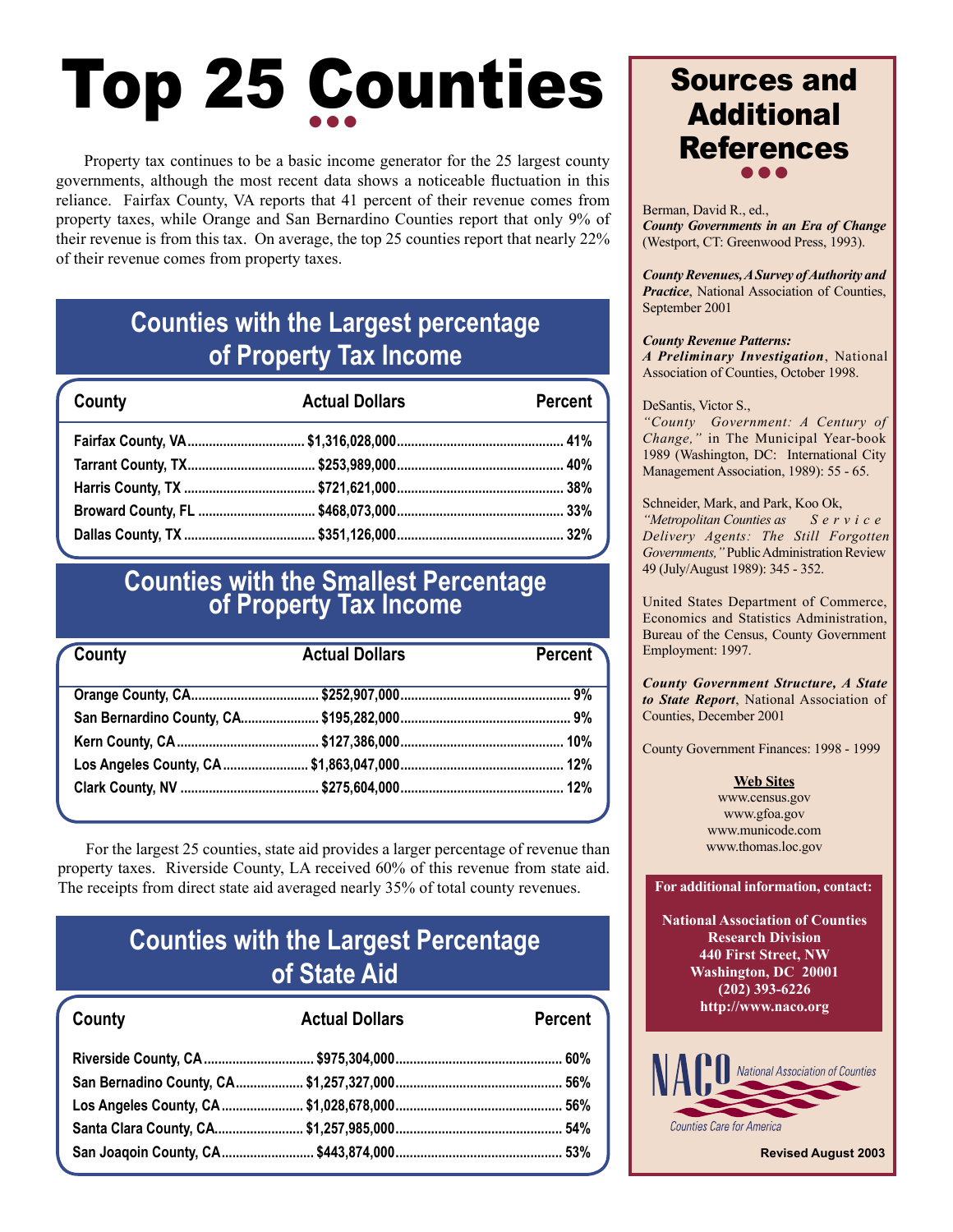# Top 25 Counties

Property tax continues to be a basic income generator for the 25 largest county governments, although the most recent data shows a noticeable fluctuation in this reliance. Fairfax County, VA reports that 41 percent of their revenue comes from property taxes, while Orange and San Bernardino Counties report that only 9% of their revenue is from this tax. On average, the top 25 counties report that nearly 22% of their revenue comes from property taxes.

## Counties with the Largest percentage of Property Tax Income

| County | Actual Dollars | Percent |
|---|---|---|
| Fairfax County, VA | $1,316,028,000 | 41% |
| Tarrant County, TX | $253,989,000 | 40% |
| Harris County, TX | $721,621,000 | 38% |
| Broward County, FL | $468,073,000 | 33% |
| Dallas County, TX | $351,126,000 | 32% |

## Counties with the Smallest Percentage of Property Tax Income

| County | Actual Dollars | Percent |
|---|---|---|
| Orange County, CA | $252,907,000 | 9% |
| San Bernardino County, CA | $195,282,000 | 9% |
| Kern County, CA | $127,386,000 | 10% |
| Los Angeles County, CA | $1,863,047,000 | 12% |
| Clark County, NV | $275,604,000 | 12% |

For the largest 25 counties, state aid provides a larger percentage of revenue than property taxes. Riverside County, LA received 60% of this revenue from state aid. The receipts from direct state aid averaged nearly 35% of total county revenues.

## Counties with the Largest Percentage of State Aid

| County | Actual Dollars | Percent |
|---|---|---|
| Riverside County, CA | $975,304,000 | 60% |
| San Bernardino County, CA | $1,257,327,000 | 56% |
| Los Angeles County, CA | $1,028,678,000 | 56% |
| Santa Clara County, CA | $1,257,985,000 | 54% |
| San Joaqoin County, CA | $443,874,000 | 53% |

## Sources and Additional References

Berman, David R., ed., ***County Governments in an Era of Change*** (Westport, CT: Greenwood Press, 1993).

***County Revenues, A Survey of Authority and Practice***, National Association of Counties, September 2001

***County Revenue Patterns: A Preliminary Investigation***, National Association of Counties, October 1998.

DeSantis, Victor S., *"County Government: A Century of Change,"* in The Municipal Year-book 1989 (Washington, DC: International City Management Association, 1989): 55 - 65.

Schneider, Mark, and Park, Koo Ok, *"Metropolitan Counties as Service Delivery Agents: The Still Forgotten Governments,"* Public Administration Review 49 (July/August 1989): 345 - 352.

United States Department of Commerce, Economics and Statistics Administration, Bureau of the Census, County Government Employment: 1997.

***County Government Structure, A State to State Report***, National Association of Counties, December 2001

County Government Finances: 1998 - 1999

**Web Sites**

www.census.gov
www.gfoa.gov
www.municode.com
www.thomas.loc.gov

**For additional information, contact:**

**National Association of Counties**
**Research Division**
**440 First Street, NW**
**Washington, DC 20001**
**(202) 393-6226**
**http://www.naco.org**

NACo National Association of Counties
Counties Care for America

**Revised August 2003**